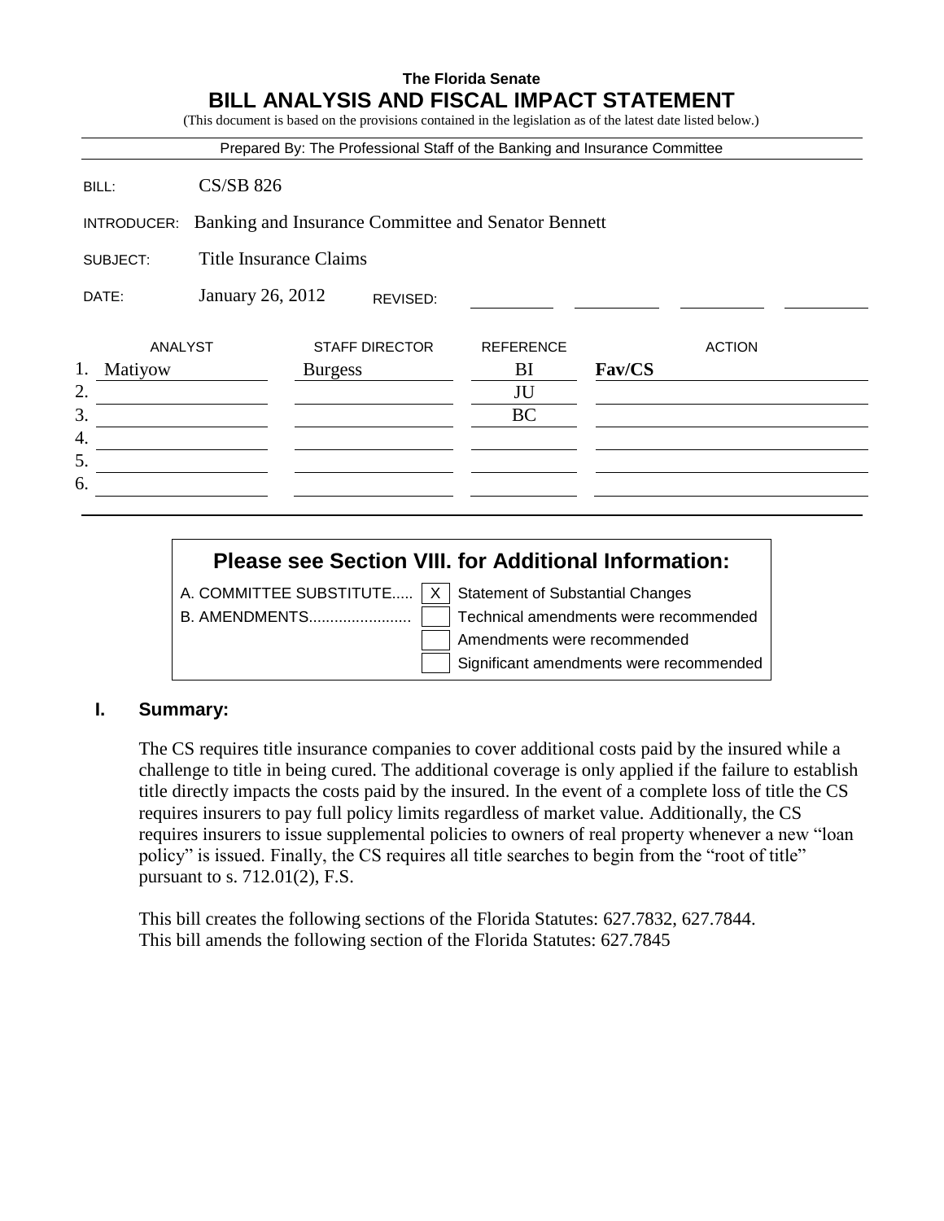**The Florida Senate**

# BILL ANALYSIS AND FISCAL IMPACT STATEMENT

(This document is based on the provisions contained in the legislation as of the latest date listed below.)

Prepared By: The Professional Staff of the Banking and Insurance Committee

BILL: CS/SB 826

INTRODUCER: Banking and Insurance Committee and Senator Bennett

SUBJECT: Title Insurance Claims

DATE: January 26, 2012 REVISED:

| | ANALYST | STAFF DIRECTOR | REFERENCE | ACTION |
|---|---|---|---|---|
| 1. | Matiyow | Burgess | BI | **Fav/CS** |
| 2. | | | JU | |
| 3. | | | BC | |
| 4. | | | | |
| 5. | | | | |
| 6. | | | | |

**Please see Section VIII. for Additional Information:**

| | | |
|---|---|---|
| A. COMMITTEE SUBSTITUTE..... | X | Statement of Substantial Changes |
| B. AMENDMENTS........................ | | Technical amendments were recommended |
| | | Amendments were recommended |
| | | Significant amendments were recommended |

## I. Summary:

The CS requires title insurance companies to cover additional costs paid by the insured while a challenge to title in being cured. The additional coverage is only applied if the failure to establish title directly impacts the costs paid by the insured. In the event of a complete loss of title the CS requires insurers to pay full policy limits regardless of market value. Additionally, the CS requires insurers to issue supplemental policies to owners of real property whenever a new "loan policy" is issued. Finally, the CS requires all title searches to begin from the "root of title" pursuant to s. 712.01(2), F.S.

This bill creates the following sections of the Florida Statutes: 627.7832, 627.7844.
This bill amends the following section of the Florida Statutes: 627.7845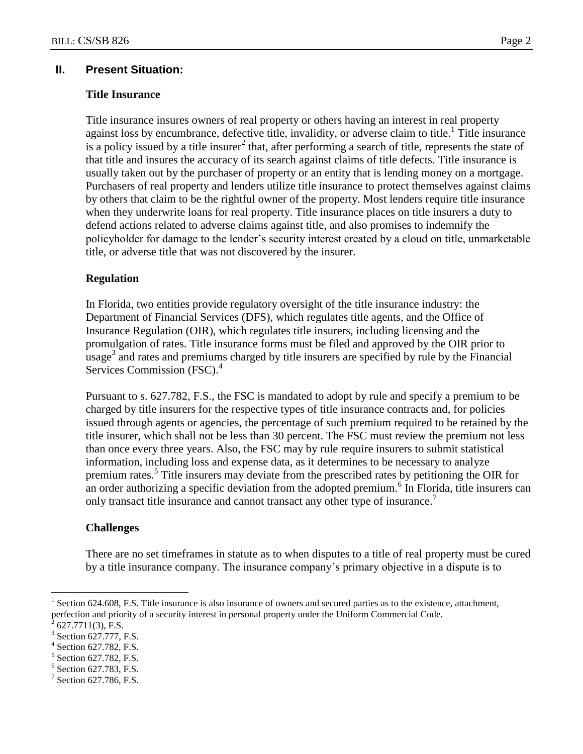## II. Present Situation:

### Title Insurance

Title insurance insures owners of real property or others having an interest in real property against loss by encumbrance, defective title, invalidity, or adverse claim to title.[1] Title insurance is a policy issued by a title insurer[2] that, after performing a search of title, represents the state of that title and insures the accuracy of its search against claims of title defects. Title insurance is usually taken out by the purchaser of property or an entity that is lending money on a mortgage. Purchasers of real property and lenders utilize title insurance to protect themselves against claims by others that claim to be the rightful owner of the property. Most lenders require title insurance when they underwrite loans for real property. Title insurance places on title insurers a duty to defend actions related to adverse claims against title, and also promises to indemnify the policyholder for damage to the lender's security interest created by a cloud on title, unmarketable title, or adverse title that was not discovered by the insurer.

### Regulation

In Florida, two entities provide regulatory oversight of the title insurance industry: the Department of Financial Services (DFS), which regulates title agents, and the Office of Insurance Regulation (OIR), which regulates title insurers, including licensing and the promulgation of rates. Title insurance forms must be filed and approved by the OIR prior to usage[3] and rates and premiums charged by title insurers are specified by rule by the Financial Services Commission (FSC).[4]

Pursuant to s. 627.782, F.S., the FSC is mandated to adopt by rule and specify a premium to be charged by title insurers for the respective types of title insurance contracts and, for policies issued through agents or agencies, the percentage of such premium required to be retained by the title insurer, which shall not be less than 30 percent. The FSC must review the premium not less than once every three years. Also, the FSC may by rule require insurers to submit statistical information, including loss and expense data, as it determines to be necessary to analyze premium rates.[5] Title insurers may deviate from the prescribed rates by petitioning the OIR for an order authorizing a specific deviation from the adopted premium.[6] In Florida, title insurers can only transact title insurance and cannot transact any other type of insurance.[7]

### Challenges

There are no set timeframes in statute as to when disputes to a title of real property must be cured by a title insurance company. The insurance company's primary objective in a dispute is to

---

[1] Section 624.608, F.S. Title insurance is also insurance of owners and secured parties as to the existence, attachment, perfection and priority of a security interest in personal property under the Uniform Commercial Code.

[2] 627.7711(3), F.S.

[3] Section 627.777, F.S.

[4] Section 627.782, F.S.

[5] Section 627.782, F.S.

[6] Section 627.783, F.S.

[7] Section 627.786, F.S.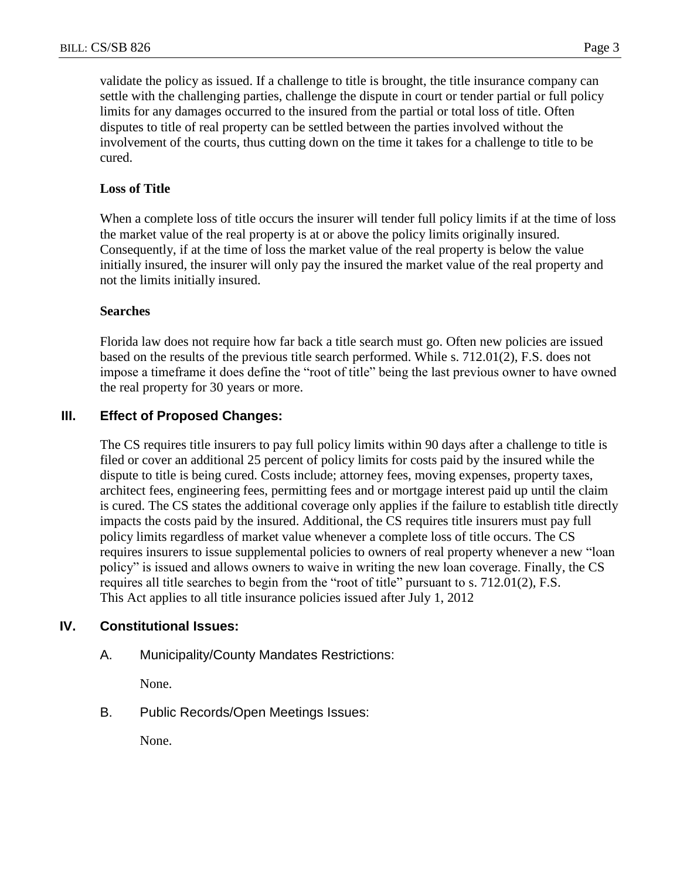validate the policy as issued. If a challenge to title is brought, the title insurance company can settle with the challenging parties, challenge the dispute in court or tender partial or full policy limits for any damages occurred to the insured from the partial or total loss of title. Often disputes to title of real property can be settled between the parties involved without the involvement of the courts, thus cutting down on the time it takes for a challenge to title to be cured.

**Loss of Title**

When a complete loss of title occurs the insurer will tender full policy limits if at the time of loss the market value of the real property is at or above the policy limits originally insured. Consequently, if at the time of loss the market value of the real property is below the value initially insured, the insurer will only pay the insured the market value of the real property and not the limits initially insured.

**Searches**

Florida law does not require how far back a title search must go. Often new policies are issued based on the results of the previous title search performed. While s. 712.01(2), F.S. does not impose a timeframe it does define the "root of title" being the last previous owner to have owned the real property for 30 years or more.

## III. Effect of Proposed Changes:

The CS requires title insurers to pay full policy limits within 90 days after a challenge to title is filed or cover an additional 25 percent of policy limits for costs paid by the insured while the dispute to title is being cured. Costs include; attorney fees, moving expenses, property taxes, architect fees, engineering fees, permitting fees and or mortgage interest paid up until the claim is cured. The CS states the additional coverage only applies if the failure to establish title directly impacts the costs paid by the insured. Additional, the CS requires title insurers must pay full policy limits regardless of market value whenever a complete loss of title occurs. The CS requires insurers to issue supplemental policies to owners of real property whenever a new "loan policy" is issued and allows owners to waive in writing the new loan coverage. Finally, the CS requires all title searches to begin from the "root of title" pursuant to s. 712.01(2), F.S. This Act applies to all title insurance policies issued after July 1, 2012

## IV. Constitutional Issues:

A. Municipality/County Mandates Restrictions:

None.

B. Public Records/Open Meetings Issues:

None.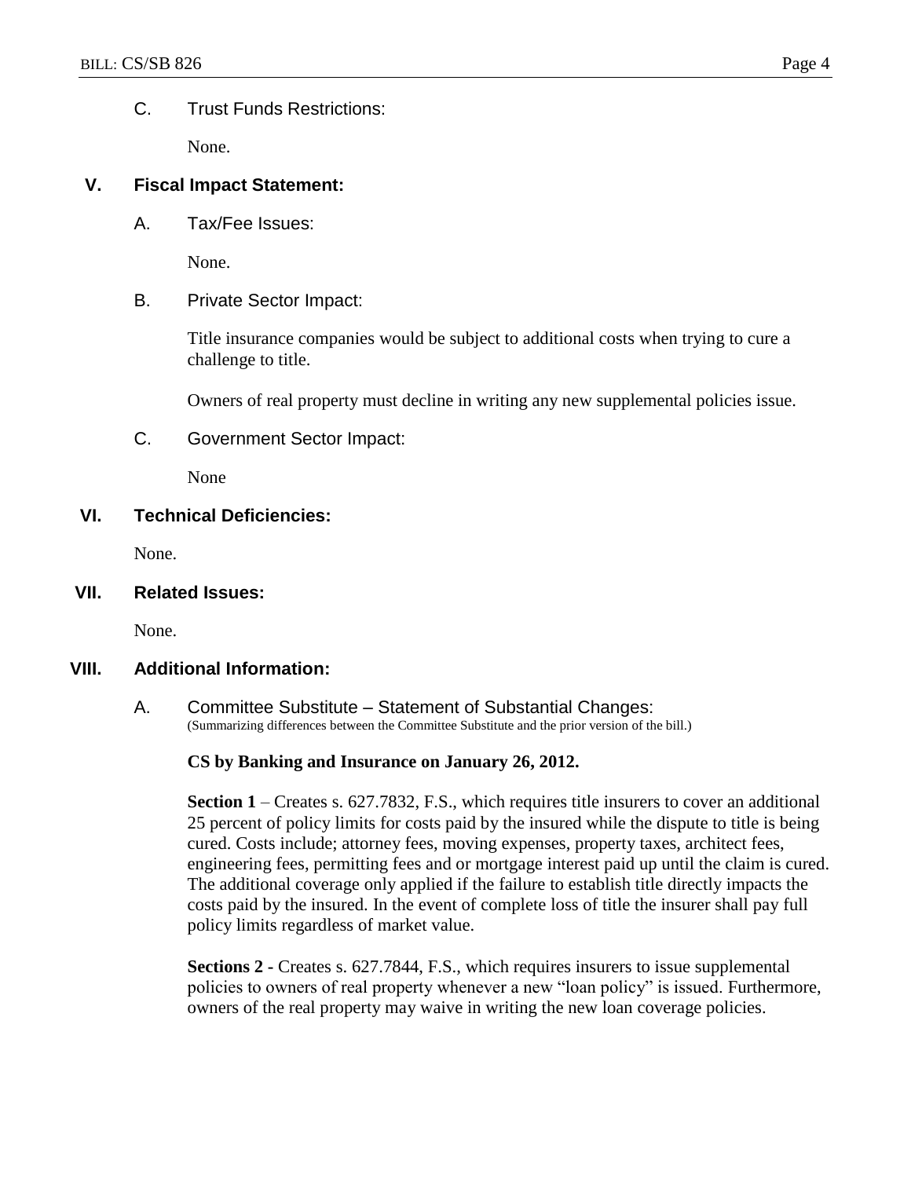C. Trust Funds Restrictions:

None.

## V. Fiscal Impact Statement:

A. Tax/Fee Issues:

None.

B. Private Sector Impact:

Title insurance companies would be subject to additional costs when trying to cure a challenge to title.

Owners of real property must decline in writing any new supplemental policies issue.

C. Government Sector Impact:

None

## VI. Technical Deficiencies:

None.

## VII. Related Issues:

None.

## VIII. Additional Information:

A. Committee Substitute – Statement of Substantial Changes:
(Summarizing differences between the Committee Substitute and the prior version of the bill.)

**CS by Banking and Insurance on January 26, 2012.**

**Section 1** – Creates s. 627.7832, F.S., which requires title insurers to cover an additional 25 percent of policy limits for costs paid by the insured while the dispute to title is being cured. Costs include; attorney fees, moving expenses, property taxes, architect fees, engineering fees, permitting fees and or mortgage interest paid up until the claim is cured. The additional coverage only applied if the failure to establish title directly impacts the costs paid by the insured. In the event of complete loss of title the insurer shall pay full policy limits regardless of market value.

**Sections 2 -** Creates s. 627.7844, F.S., which requires insurers to issue supplemental policies to owners of real property whenever a new "loan policy" is issued. Furthermore, owners of the real property may waive in writing the new loan coverage policies.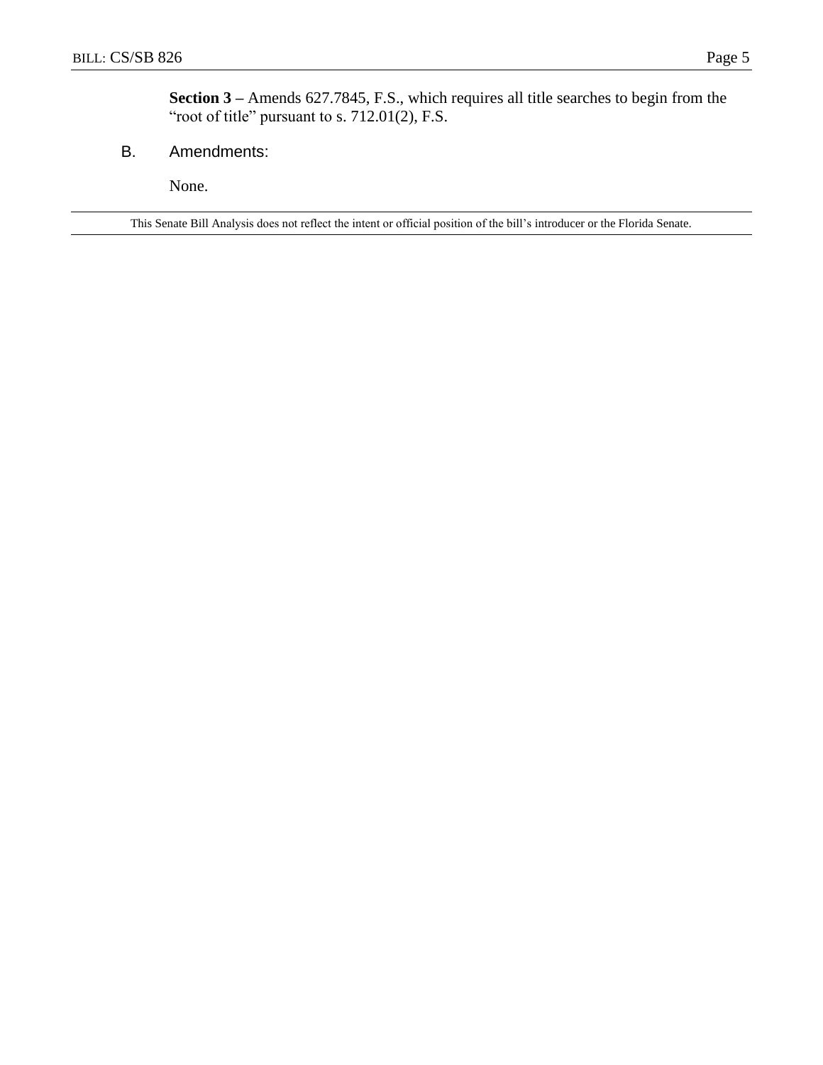**Section 3 –** Amends 627.7845, F.S., which requires all title searches to begin from the "root of title" pursuant to s. 712.01(2), F.S.

B. Amendments:

None.

This Senate Bill Analysis does not reflect the intent or official position of the bill's introducer or the Florida Senate.